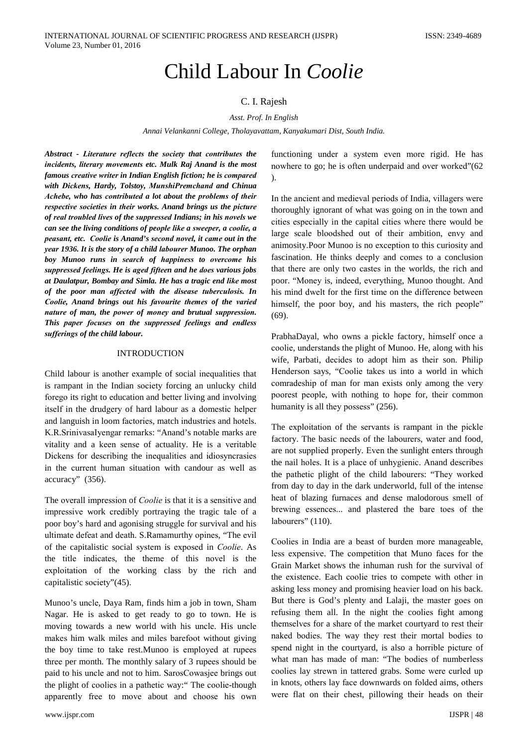# Child Labour In *Coolie*

C. I. Rajesh

*Asst. Prof. In English*

*Annai Velankanni College, Tholayavattam, Kanyakumari Dist, South India.*

***Abstract - Literature reflects the society that contributes the incidents, literary movements etc. Mulk Raj Anand is the most famous creative writer in Indian English fiction; he is compared with Dickens, Hardy, Tolstoy, MunshiPremchand and Chinua Achebe, who has contributed a lot about the problems of their respective societies in their works. Anand brings us the picture of real troubled lives of the suppressed Indians; in his novels we can see the living conditions of people like a sweeper, a coolie, a peasant, etc. Coolie is Anand's second novel, it came out in the year 1936. It is the story of a child labourer Munoo. The orphan boy Munoo runs in search of happiness to overcome his suppressed feelings. He is aged fifteen and he does various jobs at Daulatpur, Bombay and Simla. He has a tragic end like most of the poor man affected with the disease tuberculosis. In Coolie, Anand brings out his favourite themes of the varied nature of man, the power of money and brutual suppression. This paper focuses on the suppressed feelings and endless sufferings of the child labour.***

## INTRODUCTION

Child labour is another example of social inequalities that is rampant in the Indian society forcing an unlucky child forego its right to education and better living and involving itself in the drudgery of hard labour as a domestic helper and languish in loom factories, match industries and hotels. K.R.SrinivasaIyengar remarks: "Anand's notable marks are vitality and a keen sense of actuality. He is a veritable Dickens for describing the inequalities and idiosyncrasies in the current human situation with candour as well as accuracy" (356).

The overall impression of *Coolie* is that it is a sensitive and impressive work credibly portraying the tragic tale of a poor boy's hard and agonising struggle for survival and his ultimate defeat and death. S.Ramamurthy opines, "The evil of the capitalistic social system is exposed in *Coolie*. As the title indicates, the theme of this novel is the exploitation of the working class by the rich and capitalistic society"(45).

Munoo's uncle, Daya Ram, finds him a job in town, Sham Nagar. He is asked to get ready to go to town. He is moving towards a new world with his uncle. His uncle makes him walk miles and miles barefoot without giving the boy time to take rest.Munoo is employed at rupees three per month. The monthly salary of 3 rupees should be paid to his uncle and not to him. SarosCowasjee brings out the plight of coolies in a pathetic way:" The coolie-though apparently free to move about and choose his own functioning under a system even more rigid. He has nowhere to go; he is often underpaid and over worked"(62 ).

In the ancient and medieval periods of India, villagers were thoroughly ignorant of what was going on in the town and cities especially in the capital cities where there would be large scale bloodshed out of their ambition, envy and animosity.Poor Munoo is no exception to this curiosity and fascination. He thinks deeply and comes to a conclusion that there are only two castes in the worlds, the rich and poor. "Money is, indeed, everything, Munoo thought. And his mind dwelt for the first time on the difference between himself, the poor boy, and his masters, the rich people" (69).

PrabhaDayal, who owns a pickle factory, himself once a coolie, understands the plight of Munoo. He, along with his wife, Parbati, decides to adopt him as their son. Philip Henderson says, "Coolie takes us into a world in which comradeship of man for man exists only among the very poorest people, with nothing to hope for, their common humanity is all they possess" (256).

The exploitation of the servants is rampant in the pickle factory. The basic needs of the labourers, water and food, are not supplied properly. Even the sunlight enters through the nail holes. It is a place of unhygienic. Anand describes the pathetic plight of the child labourers: "They worked from day to day in the dark underworld, full of the intense heat of blazing furnaces and dense malodorous smell of brewing essences... and plastered the bare toes of the labourers" (110).

Coolies in India are a beast of burden more manageable, less expensive. The competition that Muno faces for the Grain Market shows the inhuman rush for the survival of the existence. Each coolie tries to compete with other in asking less money and promising heavier load on his back. But there is God's plenty and Lalaji, the master goes on refusing them all. In the night the coolies fight among themselves for a share of the market courtyard to rest their naked bodies. The way they rest their mortal bodies to spend night in the courtyard, is also a horrible picture of what man has made of man: "The bodies of numberless coolies lay strewn in tattered grabs. Some were curled up in knots, others lay face downwards on folded aims, others were flat on their chest, pillowing their heads on their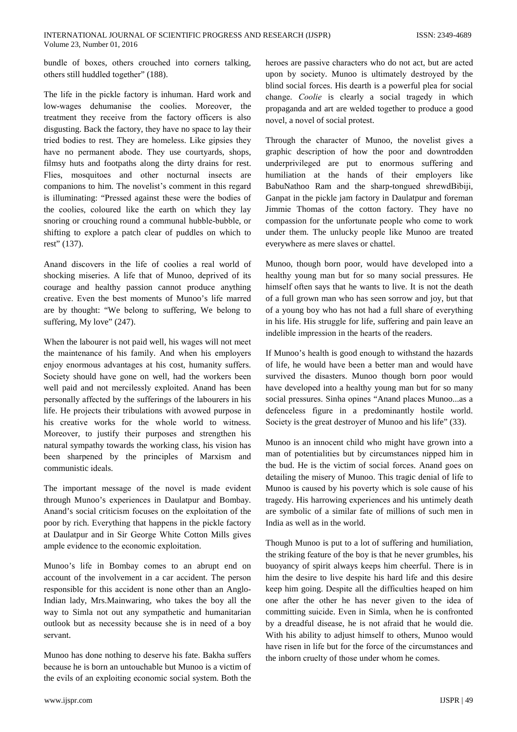bundle of boxes, others crouched into corners talking, others still huddled together" (188).

The life in the pickle factory is inhuman. Hard work and low-wages dehumanise the coolies. Moreover, the treatment they receive from the factory officers is also disgusting. Back the factory, they have no space to lay their tried bodies to rest. They are homeless. Like gipsies they have no permanent abode. They use courtyards, shops, filmsy huts and footpaths along the dirty drains for rest. Flies, mosquitoes and other nocturnal insects are companions to him. The novelist's comment in this regard is illuminating: "Pressed against these were the bodies of the coolies, coloured like the earth on which they lay snoring or crouching round a communal hubble-bubble, or shifting to explore a patch clear of puddles on which to rest" (137).

Anand discovers in the life of coolies a real world of shocking miseries. A life that of Munoo, deprived of its courage and healthy passion cannot produce anything creative. Even the best moments of Munoo's life marred are by thought: "We belong to suffering, We belong to suffering, My love" (247).

When the labourer is not paid well, his wages will not meet the maintenance of his family. And when his employers enjoy enormous advantages at his cost, humanity suffers. Society should have gone on well, had the workers been well paid and not mercilessly exploited. Anand has been personally affected by the sufferings of the labourers in his life. He projects their tribulations with avowed purpose in his creative works for the whole world to witness. Moreover, to justify their purposes and strengthen his natural sympathy towards the working class, his vision has been sharpened by the principles of Marxism and communistic ideals.

The important message of the novel is made evident through Munoo's experiences in Daulatpur and Bombay. Anand's social criticism focuses on the exploitation of the poor by rich. Everything that happens in the pickle factory at Daulatpur and in Sir George White Cotton Mills gives ample evidence to the economic exploitation.

Munoo's life in Bombay comes to an abrupt end on account of the involvement in a car accident. The person responsible for this accident is none other than an Anglo-Indian lady, Mrs.Mainwaring, who takes the boy all the way to Simla not out any sympathetic and humanitarian outlook but as necessity because she is in need of a boy servant.

Munoo has done nothing to deserve his fate. Bakha suffers because he is born an untouchable but Munoo is a victim of the evils of an exploiting economic social system. Both the heroes are passive characters who do not act, but are acted upon by society. Munoo is ultimately destroyed by the blind social forces. His dearth is a powerful plea for social change. *Coolie* is clearly a social tragedy in which propaganda and art are welded together to produce a good novel, a novel of social protest.

Through the character of Munoo, the novelist gives a graphic description of how the poor and downtrodden underprivileged are put to enormous suffering and humiliation at the hands of their employers like BabuNathoo Ram and the sharp-tongued shrewdBibiji, Ganpat in the pickle jam factory in Daulatpur and foreman Jimmie Thomas of the cotton factory. They have no compassion for the unfortunate people who come to work under them. The unlucky people like Munoo are treated everywhere as mere slaves or chattel.

Munoo, though born poor, would have developed into a healthy young man but for so many social pressures. He himself often says that he wants to live. It is not the death of a full grown man who has seen sorrow and joy, but that of a young boy who has not had a full share of everything in his life. His struggle for life, suffering and pain leave an indelible impression in the hearts of the readers.

If Munoo's health is good enough to withstand the hazards of life, he would have been a better man and would have survived the disasters. Munoo though born poor would have developed into a healthy young man but for so many social pressures. Sinha opines "Anand places Munoo...as a defenceless figure in a predominantly hostile world. Society is the great destroyer of Munoo and his life" (33).

Munoo is an innocent child who might have grown into a man of potentialities but by circumstances nipped him in the bud. He is the victim of social forces. Anand goes on detailing the misery of Munoo. This tragic denial of life to Munoo is caused by his poverty which is sole cause of his tragedy. His harrowing experiences and his untimely death are symbolic of a similar fate of millions of such men in India as well as in the world.

Though Munoo is put to a lot of suffering and humiliation, the striking feature of the boy is that he never grumbles, his buoyancy of spirit always keeps him cheerful. There is in him the desire to live despite his hard life and this desire keep him going. Despite all the difficulties heaped on him one after the other he has never given to the idea of committing suicide. Even in Simla, when he is confronted by a dreadful disease, he is not afraid that he would die. With his ability to adjust himself to others, Munoo would have risen in life but for the force of the circumstances and the inborn cruelty of those under whom he comes.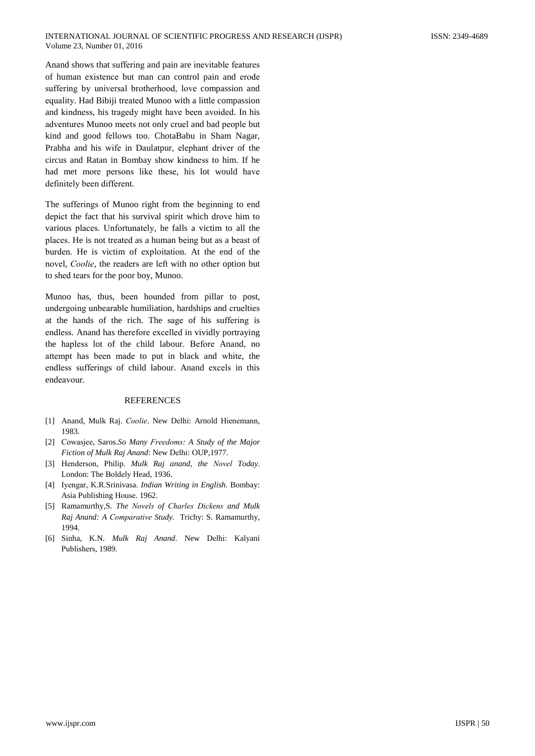Anand shows that suffering and pain are inevitable features of human existence but man can control pain and erode suffering by universal brotherhood, love compassion and equality. Had Bibiji treated Munoo with a little compassion and kindness, his tragedy might have been avoided. In his adventures Munoo meets not only cruel and bad people but kind and good fellows too. ChotaBabu in Sham Nagar, Prabha and his wife in Daulatpur, elephant driver of the circus and Ratan in Bombay show kindness to him. If he had met more persons like these, his lot would have definitely been different.

The sufferings of Munoo right from the beginning to end depict the fact that his survival spirit which drove him to various places. Unfortunately, he falls a victim to all the places. He is not treated as a human being but as a beast of burden. He is victim of exploitation. At the end of the novel, *Coolie*, the readers are left with no other option but to shed tears for the poor boy, Munoo.

Munoo has, thus, been hounded from pillar to post, undergoing unbearable humiliation, hardships and cruelties at the hands of the rich. The sage of his suffering is endless. Anand has therefore excelled in vividly portraying the hapless lot of the child labour. Before Anand, no attempt has been made to put in black and white, the endless sufferings of child labour. Anand excels in this endeavour.

## REFERENCES

[1] Anand, Mulk Raj. *Coolie*. New Delhi: Arnold Hienemann, 1983.

[2] Cowasjee, Saros.*So Many Freedoms: A Study of the Major Fiction of Mulk Raj Anand*: New Delhi: OUP,1977.

[3] Henderson, Philip. *Mulk Raj anand, the Novel Today*. London: The Boldely Head, 1936.

[4] Iyengar, K.R.Srinivasa. *Indian Writing in English*. Bombay: Asia Publishing House. 1962.

[5] Ramamurthy,S. *The Novels of Charles Dickens and Mulk Raj Anand: A Comparative Study.* Trichy: S. Ramamurthy, 1994.

[6] Sinha, K.N. *Mulk Raj Anand*. New Delhi: Kalyani Publishers, 1989.